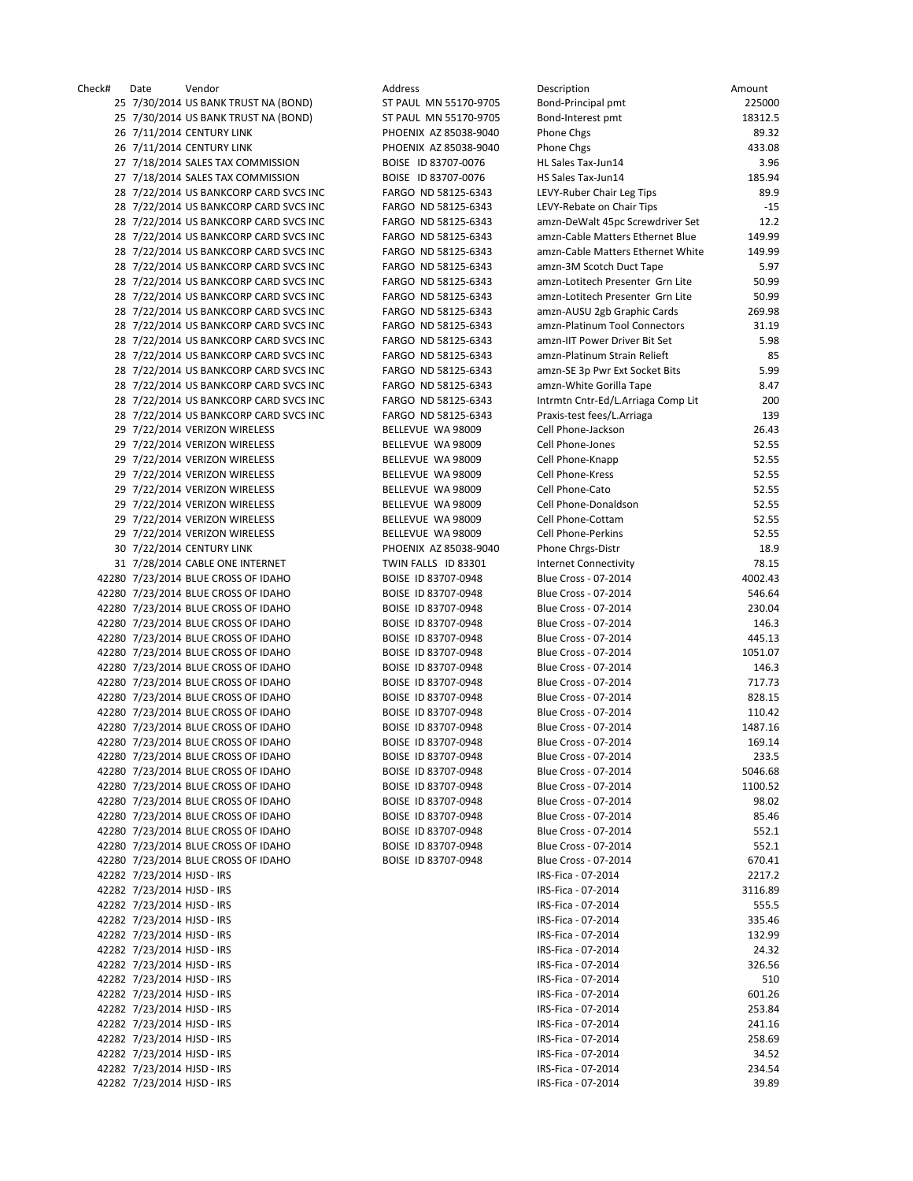| Check# | Date | Vendor | Address | Description | Amount |
|---|---|---|---|---|---|
| 25 | 7/30/2014 | US BANK TRUST NA (BOND) | ST PAUL MN 55170-9705 | Bond-Principal pmt | 225000 |
| 25 | 7/30/2014 | US BANK TRUST NA (BOND) | ST PAUL MN 55170-9705 | Bond-Interest pmt | 18312.5 |
| 26 | 7/11/2014 | CENTURY LINK | PHOENIX AZ 85038-9040 | Phone Chgs | 89.32 |
| 26 | 7/11/2014 | CENTURY LINK | PHOENIX AZ 85038-9040 | Phone Chgs | 433.08 |
| 27 | 7/18/2014 | SALES TAX COMMISSION | BOISE ID 83707-0076 | HL Sales Tax-Jun14 | 3.96 |
| 27 | 7/18/2014 | SALES TAX COMMISSION | BOISE ID 83707-0076 | HS Sales Tax-Jun14 | 185.94 |
| 28 | 7/22/2014 | US BANKCORP CARD SVCS INC | FARGO ND 58125-6343 | LEVY-Ruber Chair Leg Tips | 89.9 |
| 28 | 7/22/2014 | US BANKCORP CARD SVCS INC | FARGO ND 58125-6343 | LEVY-Rebate on Chair Tips | -15 |
| 28 | 7/22/2014 | US BANKCORP CARD SVCS INC | FARGO ND 58125-6343 | amzn-DeWalt 45pc Screwdriver Set | 12.2 |
| 28 | 7/22/2014 | US BANKCORP CARD SVCS INC | FARGO ND 58125-6343 | amzn-Cable Matters Ethernet Blue | 149.99 |
| 28 | 7/22/2014 | US BANKCORP CARD SVCS INC | FARGO ND 58125-6343 | amzn-Cable Matters Ethernet White | 149.99 |
| 28 | 7/22/2014 | US BANKCORP CARD SVCS INC | FARGO ND 58125-6343 | amzn-3M Scotch Duct Tape | 5.97 |
| 28 | 7/22/2014 | US BANKCORP CARD SVCS INC | FARGO ND 58125-6343 | amzn-Lotitech Presenter Grn Lite | 50.99 |
| 28 | 7/22/2014 | US BANKCORP CARD SVCS INC | FARGO ND 58125-6343 | amzn-Lotitech Presenter Grn Lite | 50.99 |
| 28 | 7/22/2014 | US BANKCORP CARD SVCS INC | FARGO ND 58125-6343 | amzn-AUSU 2gb Graphic Cards | 269.98 |
| 28 | 7/22/2014 | US BANKCORP CARD SVCS INC | FARGO ND 58125-6343 | amzn-Platinum Tool Connectors | 31.19 |
| 28 | 7/22/2014 | US BANKCORP CARD SVCS INC | FARGO ND 58125-6343 | amzn-IIT Power Driver Bit Set | 5.98 |
| 28 | 7/22/2014 | US BANKCORP CARD SVCS INC | FARGO ND 58125-6343 | amzn-Platinum Strain Relieft | 85 |
| 28 | 7/22/2014 | US BANKCORP CARD SVCS INC | FARGO ND 58125-6343 | amzn-SE 3p Pwr Ext Socket Bits | 5.99 |
| 28 | 7/22/2014 | US BANKCORP CARD SVCS INC | FARGO ND 58125-6343 | amzn-White Gorilla Tape | 8.47 |
| 28 | 7/22/2014 | US BANKCORP CARD SVCS INC | FARGO ND 58125-6343 | Intrmtn Cntr-Ed/L.Arriaga Comp Lit | 200 |
| 28 | 7/22/2014 | US BANKCORP CARD SVCS INC | FARGO ND 58125-6343 | Praxis-test fees/L.Arriaga | 139 |
| 29 | 7/22/2014 | VERIZON WIRELESS | BELLEVUE WA 98009 | Cell Phone-Jackson | 26.43 |
| 29 | 7/22/2014 | VERIZON WIRELESS | BELLEVUE WA 98009 | Cell Phone-Jones | 52.55 |
| 29 | 7/22/2014 | VERIZON WIRELESS | BELLEVUE WA 98009 | Cell Phone-Knapp | 52.55 |
| 29 | 7/22/2014 | VERIZON WIRELESS | BELLEVUE WA 98009 | Cell Phone-Kress | 52.55 |
| 29 | 7/22/2014 | VERIZON WIRELESS | BELLEVUE WA 98009 | Cell Phone-Cato | 52.55 |
| 29 | 7/22/2014 | VERIZON WIRELESS | BELLEVUE WA 98009 | Cell Phone-Donaldson | 52.55 |
| 29 | 7/22/2014 | VERIZON WIRELESS | BELLEVUE WA 98009 | Cell Phone-Cottam | 52.55 |
| 29 | 7/22/2014 | VERIZON WIRELESS | BELLEVUE WA 98009 | Cell Phone-Perkins | 52.55 |
| 30 | 7/22/2014 | CENTURY LINK | PHOENIX AZ 85038-9040 | Phone Chrgs-Distr | 18.9 |
| 31 | 7/28/2014 | CABLE ONE INTERNET | TWIN FALLS ID 83301 | Internet Connectivity | 78.15 |
| 42280 | 7/23/2014 | BLUE CROSS OF IDAHO | BOISE ID 83707-0948 | Blue Cross - 07-2014 | 4002.43 |
| 42280 | 7/23/2014 | BLUE CROSS OF IDAHO | BOISE ID 83707-0948 | Blue Cross - 07-2014 | 546.64 |
| 42280 | 7/23/2014 | BLUE CROSS OF IDAHO | BOISE ID 83707-0948 | Blue Cross - 07-2014 | 230.04 |
| 42280 | 7/23/2014 | BLUE CROSS OF IDAHO | BOISE ID 83707-0948 | Blue Cross - 07-2014 | 146.3 |
| 42280 | 7/23/2014 | BLUE CROSS OF IDAHO | BOISE ID 83707-0948 | Blue Cross - 07-2014 | 445.13 |
| 42280 | 7/23/2014 | BLUE CROSS OF IDAHO | BOISE ID 83707-0948 | Blue Cross - 07-2014 | 1051.07 |
| 42280 | 7/23/2014 | BLUE CROSS OF IDAHO | BOISE ID 83707-0948 | Blue Cross - 07-2014 | 146.3 |
| 42280 | 7/23/2014 | BLUE CROSS OF IDAHO | BOISE ID 83707-0948 | Blue Cross - 07-2014 | 717.73 |
| 42280 | 7/23/2014 | BLUE CROSS OF IDAHO | BOISE ID 83707-0948 | Blue Cross - 07-2014 | 828.15 |
| 42280 | 7/23/2014 | BLUE CROSS OF IDAHO | BOISE ID 83707-0948 | Blue Cross - 07-2014 | 110.42 |
| 42280 | 7/23/2014 | BLUE CROSS OF IDAHO | BOISE ID 83707-0948 | Blue Cross - 07-2014 | 1487.16 |
| 42280 | 7/23/2014 | BLUE CROSS OF IDAHO | BOISE ID 83707-0948 | Blue Cross - 07-2014 | 169.14 |
| 42280 | 7/23/2014 | BLUE CROSS OF IDAHO | BOISE ID 83707-0948 | Blue Cross - 07-2014 | 233.5 |
| 42280 | 7/23/2014 | BLUE CROSS OF IDAHO | BOISE ID 83707-0948 | Blue Cross - 07-2014 | 5046.68 |
| 42280 | 7/23/2014 | BLUE CROSS OF IDAHO | BOISE ID 83707-0948 | Blue Cross - 07-2014 | 1100.52 |
| 42280 | 7/23/2014 | BLUE CROSS OF IDAHO | BOISE ID 83707-0948 | Blue Cross - 07-2014 | 98.02 |
| 42280 | 7/23/2014 | BLUE CROSS OF IDAHO | BOISE ID 83707-0948 | Blue Cross - 07-2014 | 85.46 |
| 42280 | 7/23/2014 | BLUE CROSS OF IDAHO | BOISE ID 83707-0948 | Blue Cross - 07-2014 | 552.1 |
| 42280 | 7/23/2014 | BLUE CROSS OF IDAHO | BOISE ID 83707-0948 | Blue Cross - 07-2014 | 552.1 |
| 42280 | 7/23/2014 | BLUE CROSS OF IDAHO | BOISE ID 83707-0948 | Blue Cross - 07-2014 | 670.41 |
| 42282 | 7/23/2014 | HJSD - IRS | | IRS-Fica - 07-2014 | 2217.2 |
| 42282 | 7/23/2014 | HJSD - IRS | | IRS-Fica - 07-2014 | 3116.89 |
| 42282 | 7/23/2014 | HJSD - IRS | | IRS-Fica - 07-2014 | 555.5 |
| 42282 | 7/23/2014 | HJSD - IRS | | IRS-Fica - 07-2014 | 335.46 |
| 42282 | 7/23/2014 | HJSD - IRS | | IRS-Fica - 07-2014 | 132.99 |
| 42282 | 7/23/2014 | HJSD - IRS | | IRS-Fica - 07-2014 | 24.32 |
| 42282 | 7/23/2014 | HJSD - IRS | | IRS-Fica - 07-2014 | 326.56 |
| 42282 | 7/23/2014 | HJSD - IRS | | IRS-Fica - 07-2014 | 510 |
| 42282 | 7/23/2014 | HJSD - IRS | | IRS-Fica - 07-2014 | 601.26 |
| 42282 | 7/23/2014 | HJSD - IRS | | IRS-Fica - 07-2014 | 253.84 |
| 42282 | 7/23/2014 | HJSD - IRS | | IRS-Fica - 07-2014 | 241.16 |
| 42282 | 7/23/2014 | HJSD - IRS | | IRS-Fica - 07-2014 | 258.69 |
| 42282 | 7/23/2014 | HJSD - IRS | | IRS-Fica - 07-2014 | 34.52 |
| 42282 | 7/23/2014 | HJSD - IRS | | IRS-Fica - 07-2014 | 234.54 |
| 42282 | 7/23/2014 | HJSD - IRS | | IRS-Fica - 07-2014 | 39.89 |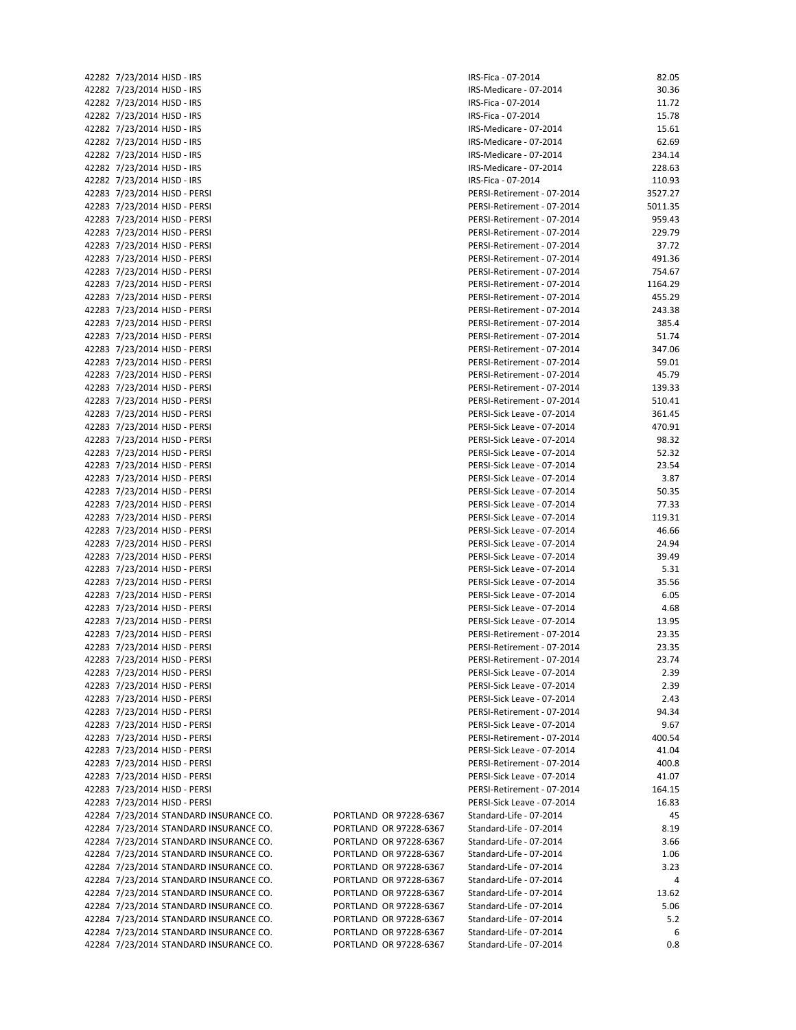| | | | | | |
|---|---|---|---|---|---|
| 42282 | 7/23/2014 | HJSD - IRS | | IRS-Fica - 07-2014 | 82.05 |
| 42282 | 7/23/2014 | HJSD - IRS | | IRS-Medicare - 07-2014 | 30.36 |
| 42282 | 7/23/2014 | HJSD - IRS | | IRS-Fica - 07-2014 | 11.72 |
| 42282 | 7/23/2014 | HJSD - IRS | | IRS-Fica - 07-2014 | 15.78 |
| 42282 | 7/23/2014 | HJSD - IRS | | IRS-Medicare - 07-2014 | 15.61 |
| 42282 | 7/23/2014 | HJSD - IRS | | IRS-Medicare - 07-2014 | 62.69 |
| 42282 | 7/23/2014 | HJSD - IRS | | IRS-Medicare - 07-2014 | 234.14 |
| 42282 | 7/23/2014 | HJSD - IRS | | IRS-Medicare - 07-2014 | 228.63 |
| 42282 | 7/23/2014 | HJSD - IRS | | IRS-Fica - 07-2014 | 110.93 |
| 42283 | 7/23/2014 | HJSD - PERSI | | PERSI-Retirement - 07-2014 | 3527.27 |
| 42283 | 7/23/2014 | HJSD - PERSI | | PERSI-Retirement - 07-2014 | 5011.35 |
| 42283 | 7/23/2014 | HJSD - PERSI | | PERSI-Retirement - 07-2014 | 959.43 |
| 42283 | 7/23/2014 | HJSD - PERSI | | PERSI-Retirement - 07-2014 | 229.79 |
| 42283 | 7/23/2014 | HJSD - PERSI | | PERSI-Retirement - 07-2014 | 37.72 |
| 42283 | 7/23/2014 | HJSD - PERSI | | PERSI-Retirement - 07-2014 | 491.36 |
| 42283 | 7/23/2014 | HJSD - PERSI | | PERSI-Retirement - 07-2014 | 754.67 |
| 42283 | 7/23/2014 | HJSD - PERSI | | PERSI-Retirement - 07-2014 | 1164.29 |
| 42283 | 7/23/2014 | HJSD - PERSI | | PERSI-Retirement - 07-2014 | 455.29 |
| 42283 | 7/23/2014 | HJSD - PERSI | | PERSI-Retirement - 07-2014 | 243.38 |
| 42283 | 7/23/2014 | HJSD - PERSI | | PERSI-Retirement - 07-2014 | 385.4 |
| 42283 | 7/23/2014 | HJSD - PERSI | | PERSI-Retirement - 07-2014 | 51.74 |
| 42283 | 7/23/2014 | HJSD - PERSI | | PERSI-Retirement - 07-2014 | 347.06 |
| 42283 | 7/23/2014 | HJSD - PERSI | | PERSI-Retirement - 07-2014 | 59.01 |
| 42283 | 7/23/2014 | HJSD - PERSI | | PERSI-Retirement - 07-2014 | 45.79 |
| 42283 | 7/23/2014 | HJSD - PERSI | | PERSI-Retirement - 07-2014 | 139.33 |
| 42283 | 7/23/2014 | HJSD - PERSI | | PERSI-Retirement - 07-2014 | 510.41 |
| 42283 | 7/23/2014 | HJSD - PERSI | | PERSI-Sick Leave - 07-2014 | 361.45 |
| 42283 | 7/23/2014 | HJSD - PERSI | | PERSI-Sick Leave - 07-2014 | 470.91 |
| 42283 | 7/23/2014 | HJSD - PERSI | | PERSI-Sick Leave - 07-2014 | 98.32 |
| 42283 | 7/23/2014 | HJSD - PERSI | | PERSI-Sick Leave - 07-2014 | 52.32 |
| 42283 | 7/23/2014 | HJSD - PERSI | | PERSI-Sick Leave - 07-2014 | 23.54 |
| 42283 | 7/23/2014 | HJSD - PERSI | | PERSI-Sick Leave - 07-2014 | 3.87 |
| 42283 | 7/23/2014 | HJSD - PERSI | | PERSI-Sick Leave - 07-2014 | 50.35 |
| 42283 | 7/23/2014 | HJSD - PERSI | | PERSI-Sick Leave - 07-2014 | 77.33 |
| 42283 | 7/23/2014 | HJSD - PERSI | | PERSI-Sick Leave - 07-2014 | 119.31 |
| 42283 | 7/23/2014 | HJSD - PERSI | | PERSI-Sick Leave - 07-2014 | 46.66 |
| 42283 | 7/23/2014 | HJSD - PERSI | | PERSI-Sick Leave - 07-2014 | 24.94 |
| 42283 | 7/23/2014 | HJSD - PERSI | | PERSI-Sick Leave - 07-2014 | 39.49 |
| 42283 | 7/23/2014 | HJSD - PERSI | | PERSI-Sick Leave - 07-2014 | 5.31 |
| 42283 | 7/23/2014 | HJSD - PERSI | | PERSI-Sick Leave - 07-2014 | 35.56 |
| 42283 | 7/23/2014 | HJSD - PERSI | | PERSI-Sick Leave - 07-2014 | 6.05 |
| 42283 | 7/23/2014 | HJSD - PERSI | | PERSI-Sick Leave - 07-2014 | 4.68 |
| 42283 | 7/23/2014 | HJSD - PERSI | | PERSI-Sick Leave - 07-2014 | 13.95 |
| 42283 | 7/23/2014 | HJSD - PERSI | | PERSI-Retirement - 07-2014 | 23.35 |
| 42283 | 7/23/2014 | HJSD - PERSI | | PERSI-Retirement - 07-2014 | 23.35 |
| 42283 | 7/23/2014 | HJSD - PERSI | | PERSI-Retirement - 07-2014 | 23.74 |
| 42283 | 7/23/2014 | HJSD - PERSI | | PERSI-Sick Leave - 07-2014 | 2.39 |
| 42283 | 7/23/2014 | HJSD - PERSI | | PERSI-Sick Leave - 07-2014 | 2.39 |
| 42283 | 7/23/2014 | HJSD - PERSI | | PERSI-Sick Leave - 07-2014 | 2.43 |
| 42283 | 7/23/2014 | HJSD - PERSI | | PERSI-Retirement - 07-2014 | 94.34 |
| 42283 | 7/23/2014 | HJSD - PERSI | | PERSI-Sick Leave - 07-2014 | 9.67 |
| 42283 | 7/23/2014 | HJSD - PERSI | | PERSI-Retirement - 07-2014 | 400.54 |
| 42283 | 7/23/2014 | HJSD - PERSI | | PERSI-Sick Leave - 07-2014 | 41.04 |
| 42283 | 7/23/2014 | HJSD - PERSI | | PERSI-Retirement - 07-2014 | 400.8 |
| 42283 | 7/23/2014 | HJSD - PERSI | | PERSI-Sick Leave - 07-2014 | 41.07 |
| 42283 | 7/23/2014 | HJSD - PERSI | | PERSI-Retirement - 07-2014 | 164.15 |
| 42283 | 7/23/2014 | HJSD - PERSI | | PERSI-Sick Leave - 07-2014 | 16.83 |
| 42284 | 7/23/2014 | STANDARD INSURANCE CO. | PORTLAND OR 97228-6367 | Standard-Life - 07-2014 | 45 |
| 42284 | 7/23/2014 | STANDARD INSURANCE CO. | PORTLAND OR 97228-6367 | Standard-Life - 07-2014 | 8.19 |
| 42284 | 7/23/2014 | STANDARD INSURANCE CO. | PORTLAND OR 97228-6367 | Standard-Life - 07-2014 | 3.66 |
| 42284 | 7/23/2014 | STANDARD INSURANCE CO. | PORTLAND OR 97228-6367 | Standard-Life - 07-2014 | 1.06 |
| 42284 | 7/23/2014 | STANDARD INSURANCE CO. | PORTLAND OR 97228-6367 | Standard-Life - 07-2014 | 3.23 |
| 42284 | 7/23/2014 | STANDARD INSURANCE CO. | PORTLAND OR 97228-6367 | Standard-Life - 07-2014 | 4 |
| 42284 | 7/23/2014 | STANDARD INSURANCE CO. | PORTLAND OR 97228-6367 | Standard-Life - 07-2014 | 13.62 |
| 42284 | 7/23/2014 | STANDARD INSURANCE CO. | PORTLAND OR 97228-6367 | Standard-Life - 07-2014 | 5.06 |
| 42284 | 7/23/2014 | STANDARD INSURANCE CO. | PORTLAND OR 97228-6367 | Standard-Life - 07-2014 | 5.2 |
| 42284 | 7/23/2014 | STANDARD INSURANCE CO. | PORTLAND OR 97228-6367 | Standard-Life - 07-2014 | 6 |
| 42284 | 7/23/2014 | STANDARD INSURANCE CO. | PORTLAND OR 97228-6367 | Standard-Life - 07-2014 | 0.8 |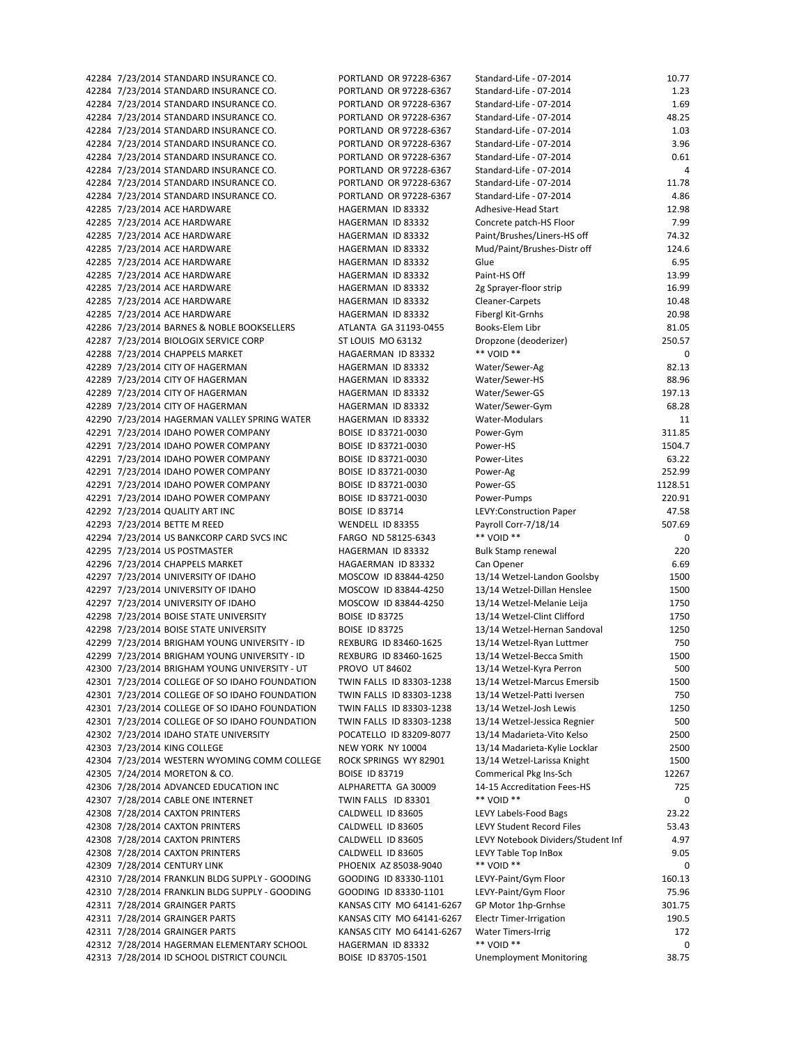| | | | | | |
|---|---|---|---|---|---|
| 42284 | 7/23/2014 | STANDARD INSURANCE CO. | PORTLAND OR 97228-6367 | Standard-Life - 07-2014 | 10.77 |
| 42284 | 7/23/2014 | STANDARD INSURANCE CO. | PORTLAND OR 97228-6367 | Standard-Life - 07-2014 | 1.23 |
| 42284 | 7/23/2014 | STANDARD INSURANCE CO. | PORTLAND OR 97228-6367 | Standard-Life - 07-2014 | 1.69 |
| 42284 | 7/23/2014 | STANDARD INSURANCE CO. | PORTLAND OR 97228-6367 | Standard-Life - 07-2014 | 48.25 |
| 42284 | 7/23/2014 | STANDARD INSURANCE CO. | PORTLAND OR 97228-6367 | Standard-Life - 07-2014 | 1.03 |
| 42284 | 7/23/2014 | STANDARD INSURANCE CO. | PORTLAND OR 97228-6367 | Standard-Life - 07-2014 | 3.96 |
| 42284 | 7/23/2014 | STANDARD INSURANCE CO. | PORTLAND OR 97228-6367 | Standard-Life - 07-2014 | 0.61 |
| 42284 | 7/23/2014 | STANDARD INSURANCE CO. | PORTLAND OR 97228-6367 | Standard-Life - 07-2014 | 4 |
| 42284 | 7/23/2014 | STANDARD INSURANCE CO. | PORTLAND OR 97228-6367 | Standard-Life - 07-2014 | 11.78 |
| 42284 | 7/23/2014 | STANDARD INSURANCE CO. | PORTLAND OR 97228-6367 | Standard-Life - 07-2014 | 4.86 |
| 42285 | 7/23/2014 | ACE HARDWARE | HAGERMAN ID 83332 | Adhesive-Head Start | 12.98 |
| 42285 | 7/23/2014 | ACE HARDWARE | HAGERMAN ID 83332 | Concrete patch-HS Floor | 7.99 |
| 42285 | 7/23/2014 | ACE HARDWARE | HAGERMAN ID 83332 | Paint/Brushes/Liners-HS off | 74.32 |
| 42285 | 7/23/2014 | ACE HARDWARE | HAGERMAN ID 83332 | Mud/Paint/Brushes-Distr off | 124.6 |
| 42285 | 7/23/2014 | ACE HARDWARE | HAGERMAN ID 83332 | Glue | 6.95 |
| 42285 | 7/23/2014 | ACE HARDWARE | HAGERMAN ID 83332 | Paint-HS Off | 13.99 |
| 42285 | 7/23/2014 | ACE HARDWARE | HAGERMAN ID 83332 | 2g Sprayer-floor strip | 16.99 |
| 42285 | 7/23/2014 | ACE HARDWARE | HAGERMAN ID 83332 | Cleaner-Carpets | 10.48 |
| 42285 | 7/23/2014 | ACE HARDWARE | HAGERMAN ID 83332 | Fibergl Kit-Grnhs | 20.98 |
| 42286 | 7/23/2014 | BARNES & NOBLE BOOKSELLERS | ATLANTA GA 31193-0455 | Books-Elem Libr | 81.05 |
| 42287 | 7/23/2014 | BIOLOGIX SERVICE CORP | ST LOUIS MO 63132 | Dropzone (deoderizer) | 250.57 |
| 42288 | 7/23/2014 | CHAPPELS MARKET | HAGAERMAN ID 83332 | ** VOID ** | 0 |
| 42289 | 7/23/2014 | CITY OF HAGERMAN | HAGERMAN ID 83332 | Water/Sewer-Ag | 82.13 |
| 42289 | 7/23/2014 | CITY OF HAGERMAN | HAGERMAN ID 83332 | Water/Sewer-HS | 88.96 |
| 42289 | 7/23/2014 | CITY OF HAGERMAN | HAGERMAN ID 83332 | Water/Sewer-GS | 197.13 |
| 42289 | 7/23/2014 | CITY OF HAGERMAN | HAGERMAN ID 83332 | Water/Sewer-Gym | 68.28 |
| 42290 | 7/23/2014 | HAGERMAN VALLEY SPRING WATER | HAGERMAN ID 83332 | Water-Modulars | 11 |
| 42291 | 7/23/2014 | IDAHO POWER COMPANY | BOISE ID 83721-0030 | Power-Gym | 311.85 |
| 42291 | 7/23/2014 | IDAHO POWER COMPANY | BOISE ID 83721-0030 | Power-HS | 1504.7 |
| 42291 | 7/23/2014 | IDAHO POWER COMPANY | BOISE ID 83721-0030 | Power-Lites | 63.22 |
| 42291 | 7/23/2014 | IDAHO POWER COMPANY | BOISE ID 83721-0030 | Power-Ag | 252.99 |
| 42291 | 7/23/2014 | IDAHO POWER COMPANY | BOISE ID 83721-0030 | Power-GS | 1128.51 |
| 42291 | 7/23/2014 | IDAHO POWER COMPANY | BOISE ID 83721-0030 | Power-Pumps | 220.91 |
| 42292 | 7/23/2014 | QUALITY ART INC | BOISE ID 83714 | LEVY:Construction Paper | 47.58 |
| 42293 | 7/23/2014 | BETTE M REED | WENDELL ID 83355 | Payroll Corr-7/18/14 | 507.69 |
| 42294 | 7/23/2014 | US BANKCORP CARD SVCS INC | FARGO ND 58125-6343 | ** VOID ** | 0 |
| 42295 | 7/23/2014 | US POSTMASTER | HAGERMAN ID 83332 | Bulk Stamp renewal | 220 |
| 42296 | 7/23/2014 | CHAPPELS MARKET | HAGAERMAN ID 83332 | Can Opener | 6.69 |
| 42297 | 7/23/2014 | UNIVERSITY OF IDAHO | MOSCOW ID 83844-4250 | 13/14 Wetzel-Landon Goolsby | 1500 |
| 42297 | 7/23/2014 | UNIVERSITY OF IDAHO | MOSCOW ID 83844-4250 | 13/14 Wetzel-Dillan Henslee | 1500 |
| 42297 | 7/23/2014 | UNIVERSITY OF IDAHO | MOSCOW ID 83844-4250 | 13/14 Wetzel-Melanie Leija | 1750 |
| 42298 | 7/23/2014 | BOISE STATE UNIVERSITY | BOISE ID 83725 | 13/14 Wetzel-Clint Clifford | 1750 |
| 42298 | 7/23/2014 | BOISE STATE UNIVERSITY | BOISE ID 83725 | 13/14 Wetzel-Hernan Sandoval | 1250 |
| 42299 | 7/23/2014 | BRIGHAM YOUNG UNIVERSITY - ID | REXBURG ID 83460-1625 | 13/14 Wetzel-Ryan Luttmer | 750 |
| 42299 | 7/23/2014 | BRIGHAM YOUNG UNIVERSITY - ID | REXBURG ID 83460-1625 | 13/14 Wetzel-Becca Smith | 1500 |
| 42300 | 7/23/2014 | BRIGHAM YOUNG UNIVERSITY - UT | PROVO UT 84602 | 13/14 Wetzel-Kyra Perron | 500 |
| 42301 | 7/23/2014 | COLLEGE OF SO IDAHO FOUNDATION | TWIN FALLS ID 83303-1238 | 13/14 Wetzel-Marcus Emersib | 1500 |
| 42301 | 7/23/2014 | COLLEGE OF SO IDAHO FOUNDATION | TWIN FALLS ID 83303-1238 | 13/14 Wetzel-Patti Iversen | 750 |
| 42301 | 7/23/2014 | COLLEGE OF SO IDAHO FOUNDATION | TWIN FALLS ID 83303-1238 | 13/14 Wetzel-Josh Lewis | 1250 |
| 42301 | 7/23/2014 | COLLEGE OF SO IDAHO FOUNDATION | TWIN FALLS ID 83303-1238 | 13/14 Wetzel-Jessica Regnier | 500 |
| 42302 | 7/23/2014 | IDAHO STATE UNIVERSITY | POCATELLO ID 83209-8077 | 13/14 Madarieta-Vito Kelso | 2500 |
| 42303 | 7/23/2014 | KING COLLEGE | NEW YORK NY 10004 | 13/14 Madarieta-Kylie Locklar | 2500 |
| 42304 | 7/23/2014 | WESTERN WYOMING COMM COLLEGE | ROCK SPRINGS WY 82901 | 13/14 Wetzel-Larissa Knight | 1500 |
| 42305 | 7/24/2014 | MORETON & CO. | BOISE ID 83719 | Commerical Pkg Ins-Sch | 12267 |
| 42306 | 7/28/2014 | ADVANCED EDUCATION INC | ALPHARETTA GA 30009 | 14-15 Accreditation Fees-HS | 725 |
| 42307 | 7/28/2014 | CABLE ONE INTERNET | TWIN FALLS ID 83301 | ** VOID ** | 0 |
| 42308 | 7/28/2014 | CAXTON PRINTERS | CALDWELL ID 83605 | LEVY Labels-Food Bags | 23.22 |
| 42308 | 7/28/2014 | CAXTON PRINTERS | CALDWELL ID 83605 | LEVY Student Record Files | 53.43 |
| 42308 | 7/28/2014 | CAXTON PRINTERS | CALDWELL ID 83605 | LEVY Notebook Dividers/Student Inf | 4.97 |
| 42308 | 7/28/2014 | CAXTON PRINTERS | CALDWELL ID 83605 | LEVY Table Top InBox | 9.05 |
| 42309 | 7/28/2014 | CENTURY LINK | PHOENIX AZ 85038-9040 | ** VOID ** | 0 |
| 42310 | 7/28/2014 | FRANKLIN BLDG SUPPLY - GOODING | GOODING ID 83330-1101 | LEVY-Paint/Gym Floor | 160.13 |
| 42310 | 7/28/2014 | FRANKLIN BLDG SUPPLY - GOODING | GOODING ID 83330-1101 | LEVY-Paint/Gym Floor | 75.96 |
| 42311 | 7/28/2014 | GRAINGER PARTS | KANSAS CITY MO 64141-6267 | GP Motor 1hp-Grnhse | 301.75 |
| 42311 | 7/28/2014 | GRAINGER PARTS | KANSAS CITY MO 64141-6267 | Electr Timer-Irrigation | 190.5 |
| 42311 | 7/28/2014 | GRAINGER PARTS | KANSAS CITY MO 64141-6267 | Water Timers-Irrig | 172 |
| 42312 | 7/28/2014 | HAGERMAN ELEMENTARY SCHOOL | HAGERMAN ID 83332 | ** VOID ** | 0 |
| 42313 | 7/28/2014 | ID SCHOOL DISTRICT COUNCIL | BOISE ID 83705-1501 | Unemployment Monitoring | 38.75 |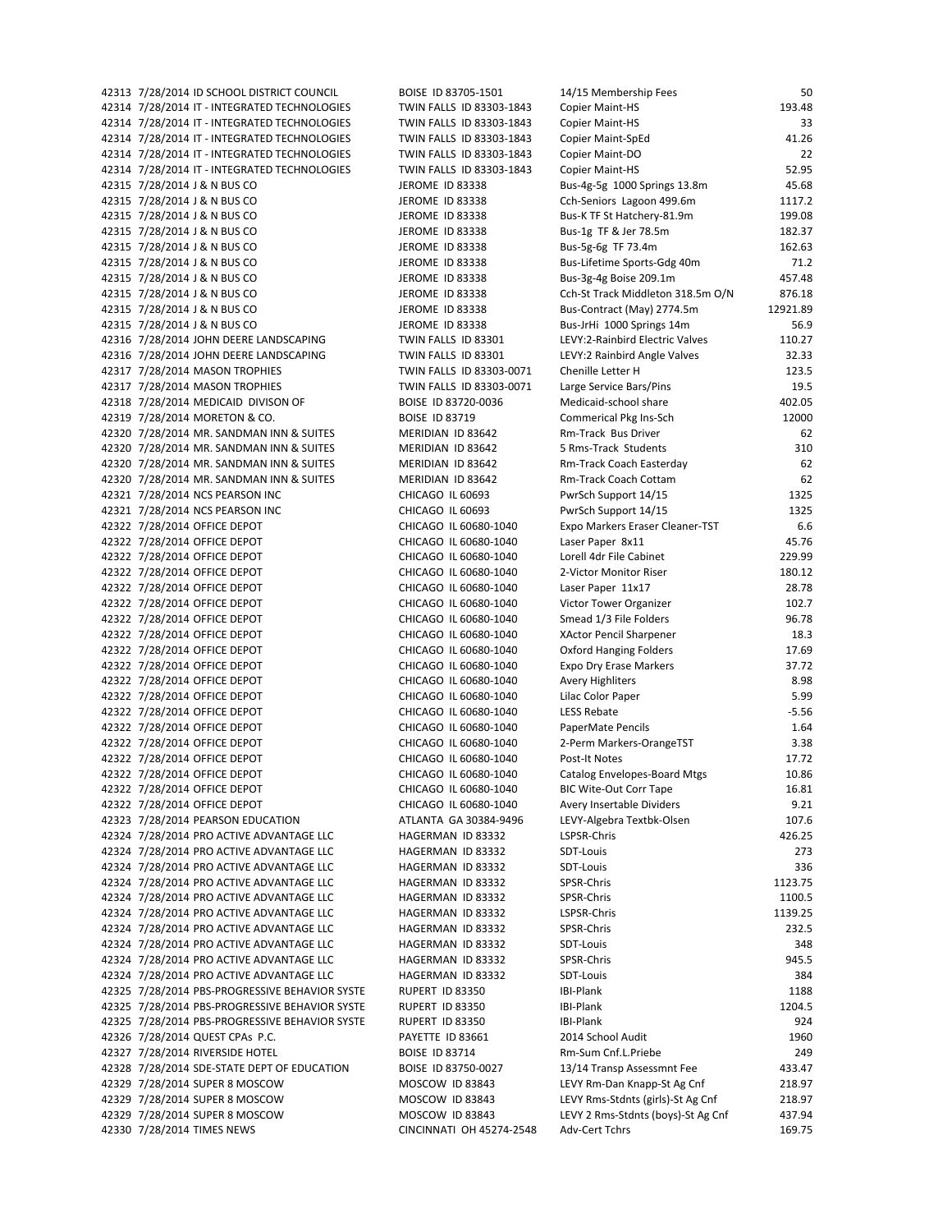| | | | | | |
|---|---|---|---|---|---|
| 42313 | 7/28/2014 | ID SCHOOL DISTRICT COUNCIL | BOISE ID 83705-1501 | 14/15 Membership Fees | 50 |
| 42314 | 7/28/2014 | IT - INTEGRATED TECHNOLOGIES | TWIN FALLS ID 83303-1843 | Copier Maint-HS | 193.48 |
| 42314 | 7/28/2014 | IT - INTEGRATED TECHNOLOGIES | TWIN FALLS ID 83303-1843 | Copier Maint-HS | 33 |
| 42314 | 7/28/2014 | IT - INTEGRATED TECHNOLOGIES | TWIN FALLS ID 83303-1843 | Copier Maint-SpEd | 41.26 |
| 42314 | 7/28/2014 | IT - INTEGRATED TECHNOLOGIES | TWIN FALLS ID 83303-1843 | Copier Maint-DO | 22 |
| 42314 | 7/28/2014 | IT - INTEGRATED TECHNOLOGIES | TWIN FALLS ID 83303-1843 | Copier Maint-HS | 52.95 |
| 42315 | 7/28/2014 | J & N BUS CO | JEROME ID 83338 | Bus-4g-5g 1000 Springs 13.8m | 45.68 |
| 42315 | 7/28/2014 | J & N BUS CO | JEROME ID 83338 | Cch-Seniors Lagoon 499.6m | 1117.2 |
| 42315 | 7/28/2014 | J & N BUS CO | JEROME ID 83338 | Bus-K TF St Hatchery-81.9m | 199.08 |
| 42315 | 7/28/2014 | J & N BUS CO | JEROME ID 83338 | Bus-1g TF & Jer 78.5m | 182.37 |
| 42315 | 7/28/2014 | J & N BUS CO | JEROME ID 83338 | Bus-5g-6g TF 73.4m | 162.63 |
| 42315 | 7/28/2014 | J & N BUS CO | JEROME ID 83338 | Bus-Lifetime Sports-Gdg 40m | 71.2 |
| 42315 | 7/28/2014 | J & N BUS CO | JEROME ID 83338 | Bus-3g-4g Boise 209.1m | 457.48 |
| 42315 | 7/28/2014 | J & N BUS CO | JEROME ID 83338 | Cch-St Track Middleton 318.5m O/N | 876.18 |
| 42315 | 7/28/2014 | J & N BUS CO | JEROME ID 83338 | Bus-Contract (May) 2774.5m | 12921.89 |
| 42315 | 7/28/2014 | J & N BUS CO | JEROME ID 83338 | Bus-JrHi 1000 Springs 14m | 56.9 |
| 42316 | 7/28/2014 | JOHN DEERE LANDSCAPING | TWIN FALLS ID 83301 | LEVY:2-Rainbird Electric Valves | 110.27 |
| 42316 | 7/28/2014 | JOHN DEERE LANDSCAPING | TWIN FALLS ID 83301 | LEVY:2 Rainbird Angle Valves | 32.33 |
| 42317 | 7/28/2014 | MASON TROPHIES | TWIN FALLS ID 83303-0071 | Chenille Letter H | 123.5 |
| 42317 | 7/28/2014 | MASON TROPHIES | TWIN FALLS ID 83303-0071 | Large Service Bars/Pins | 19.5 |
| 42318 | 7/28/2014 | MEDICAID DIVISON OF | BOISE ID 83720-0036 | Medicaid-school share | 402.05 |
| 42319 | 7/28/2014 | MORETON & CO. | BOISE ID 83719 | Commerical Pkg Ins-Sch | 12000 |
| 42320 | 7/28/2014 | MR. SANDMAN INN & SUITES | MERIDIAN ID 83642 | Rm-Track Bus Driver | 62 |
| 42320 | 7/28/2014 | MR. SANDMAN INN & SUITES | MERIDIAN ID 83642 | 5 Rms-Track Students | 310 |
| 42320 | 7/28/2014 | MR. SANDMAN INN & SUITES | MERIDIAN ID 83642 | Rm-Track Coach Easterday | 62 |
| 42320 | 7/28/2014 | MR. SANDMAN INN & SUITES | MERIDIAN ID 83642 | Rm-Track Coach Cottam | 62 |
| 42321 | 7/28/2014 | NCS PEARSON INC | CHICAGO IL 60693 | PwrSch Support 14/15 | 1325 |
| 42321 | 7/28/2014 | NCS PEARSON INC | CHICAGO IL 60693 | PwrSch Support 14/15 | 1325 |
| 42322 | 7/28/2014 | OFFICE DEPOT | CHICAGO IL 60680-1040 | Expo Markers Eraser Cleaner-TST | 6.6 |
| 42322 | 7/28/2014 | OFFICE DEPOT | CHICAGO IL 60680-1040 | Laser Paper 8x11 | 45.76 |
| 42322 | 7/28/2014 | OFFICE DEPOT | CHICAGO IL 60680-1040 | Lorell 4dr File Cabinet | 229.99 |
| 42322 | 7/28/2014 | OFFICE DEPOT | CHICAGO IL 60680-1040 | 2-Victor Monitor Riser | 180.12 |
| 42322 | 7/28/2014 | OFFICE DEPOT | CHICAGO IL 60680-1040 | Laser Paper 11x17 | 28.78 |
| 42322 | 7/28/2014 | OFFICE DEPOT | CHICAGO IL 60680-1040 | Victor Tower Organizer | 102.7 |
| 42322 | 7/28/2014 | OFFICE DEPOT | CHICAGO IL 60680-1040 | Smead 1/3 File Folders | 96.78 |
| 42322 | 7/28/2014 | OFFICE DEPOT | CHICAGO IL 60680-1040 | XActor Pencil Sharpener | 18.3 |
| 42322 | 7/28/2014 | OFFICE DEPOT | CHICAGO IL 60680-1040 | Oxford Hanging Folders | 17.69 |
| 42322 | 7/28/2014 | OFFICE DEPOT | CHICAGO IL 60680-1040 | Expo Dry Erase Markers | 37.72 |
| 42322 | 7/28/2014 | OFFICE DEPOT | CHICAGO IL 60680-1040 | Avery Highliters | 8.98 |
| 42322 | 7/28/2014 | OFFICE DEPOT | CHICAGO IL 60680-1040 | Lilac Color Paper | 5.99 |
| 42322 | 7/28/2014 | OFFICE DEPOT | CHICAGO IL 60680-1040 | LESS Rebate | -5.56 |
| 42322 | 7/28/2014 | OFFICE DEPOT | CHICAGO IL 60680-1040 | PaperMate Pencils | 1.64 |
| 42322 | 7/28/2014 | OFFICE DEPOT | CHICAGO IL 60680-1040 | 2-Perm Markers-OrangeTST | 3.38 |
| 42322 | 7/28/2014 | OFFICE DEPOT | CHICAGO IL 60680-1040 | Post-It Notes | 17.72 |
| 42322 | 7/28/2014 | OFFICE DEPOT | CHICAGO IL 60680-1040 | Catalog Envelopes-Board Mtgs | 10.86 |
| 42322 | 7/28/2014 | OFFICE DEPOT | CHICAGO IL 60680-1040 | BIC Wite-Out Corr Tape | 16.81 |
| 42322 | 7/28/2014 | OFFICE DEPOT | CHICAGO IL 60680-1040 | Avery Insertable Dividers | 9.21 |
| 42323 | 7/28/2014 | PEARSON EDUCATION | ATLANTA GA 30384-9496 | LEVY-Algebra Textbk-Olsen | 107.6 |
| 42324 | 7/28/2014 | PRO ACTIVE ADVANTAGE LLC | HAGERMAN ID 83332 | LSPSR-Chris | 426.25 |
| 42324 | 7/28/2014 | PRO ACTIVE ADVANTAGE LLC | HAGERMAN ID 83332 | SDT-Louis | 273 |
| 42324 | 7/28/2014 | PRO ACTIVE ADVANTAGE LLC | HAGERMAN ID 83332 | SDT-Louis | 336 |
| 42324 | 7/28/2014 | PRO ACTIVE ADVANTAGE LLC | HAGERMAN ID 83332 | SPSR-Chris | 1123.75 |
| 42324 | 7/28/2014 | PRO ACTIVE ADVANTAGE LLC | HAGERMAN ID 83332 | SPSR-Chris | 1100.5 |
| 42324 | 7/28/2014 | PRO ACTIVE ADVANTAGE LLC | HAGERMAN ID 83332 | LSPSR-Chris | 1139.25 |
| 42324 | 7/28/2014 | PRO ACTIVE ADVANTAGE LLC | HAGERMAN ID 83332 | SPSR-Chris | 232.5 |
| 42324 | 7/28/2014 | PRO ACTIVE ADVANTAGE LLC | HAGERMAN ID 83332 | SDT-Louis | 348 |
| 42324 | 7/28/2014 | PRO ACTIVE ADVANTAGE LLC | HAGERMAN ID 83332 | SPSR-Chris | 945.5 |
| 42324 | 7/28/2014 | PRO ACTIVE ADVANTAGE LLC | HAGERMAN ID 83332 | SDT-Louis | 384 |
| 42325 | 7/28/2014 | PBS-PROGRESSIVE BEHAVIOR SYSTE | RUPERT ID 83350 | IBI-Plank | 1188 |
| 42325 | 7/28/2014 | PBS-PROGRESSIVE BEHAVIOR SYSTE | RUPERT ID 83350 | IBI-Plank | 1204.5 |
| 42325 | 7/28/2014 | PBS-PROGRESSIVE BEHAVIOR SYSTE | RUPERT ID 83350 | IBI-Plank | 924 |
| 42326 | 7/28/2014 | QUEST CPAs P.C. | PAYETTE ID 83661 | 2014 School Audit | 1960 |
| 42327 | 7/28/2014 | RIVERSIDE HOTEL | BOISE ID 83714 | Rm-Sum Cnf.L.Priebe | 249 |
| 42328 | 7/28/2014 | SDE-STATE DEPT OF EDUCATION | BOISE ID 83750-0027 | 13/14 Transp Assessmnt Fee | 433.47 |
| 42329 | 7/28/2014 | SUPER 8 MOSCOW | MOSCOW ID 83843 | LEVY Rm-Dan Knapp-St Ag Cnf | 218.97 |
| 42329 | 7/28/2014 | SUPER 8 MOSCOW | MOSCOW ID 83843 | LEVY Rms-Stdnts (girls)-St Ag Cnf | 218.97 |
| 42329 | 7/28/2014 | SUPER 8 MOSCOW | MOSCOW ID 83843 | LEVY 2 Rms-Stdnts (boys)-St Ag Cnf | 437.94 |
| 42330 | 7/28/2014 | TIMES NEWS | CINCINNATI OH 45274-2548 | Adv-Cert Tchrs | 169.75 |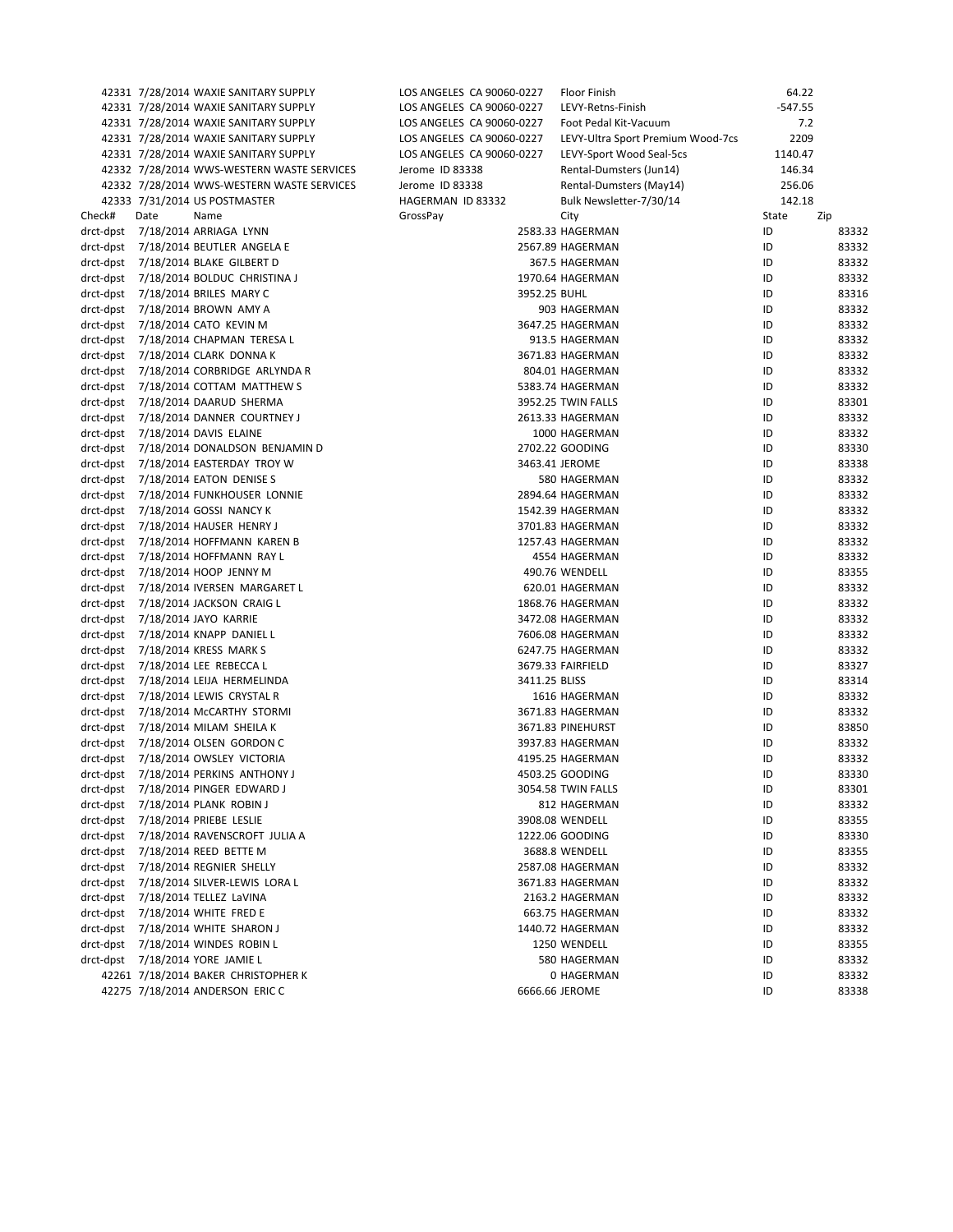| | | | | | | |
|---|---|---|---|---|---|---|
| 42331 | 7/28/2014 | WAXIE SANITARY SUPPLY | LOS ANGELES CA 90060-0227 | Floor Finish | 64.22 | |
| 42331 | 7/28/2014 | WAXIE SANITARY SUPPLY | LOS ANGELES CA 90060-0227 | LEVY-Retns-Finish | -547.55 | |
| 42331 | 7/28/2014 | WAXIE SANITARY SUPPLY | LOS ANGELES CA 90060-0227 | Foot Pedal Kit-Vacuum | 7.2 | |
| 42331 | 7/28/2014 | WAXIE SANITARY SUPPLY | LOS ANGELES CA 90060-0227 | LEVY-Ultra Sport Premium Wood-7cs | 2209 | |
| 42331 | 7/28/2014 | WAXIE SANITARY SUPPLY | LOS ANGELES CA 90060-0227 | LEVY-Sport Wood Seal-5cs | 1140.47 | |
| 42332 | 7/28/2014 | WWS-WESTERN WASTE SERVICES | Jerome ID 83338 | Rental-Dumsters (Jun14) | 146.34 | |
| 42332 | 7/28/2014 | WWS-WESTERN WASTE SERVICES | Jerome ID 83338 | Rental-Dumsters (May14) | 256.06 | |
| 42333 | 7/31/2014 | US POSTMASTER | HAGERMAN ID 83332 | Bulk Newsletter-7/30/14 | 142.18 | |

| Check# | Date | Name | GrossPay | City | State | Zip |
|---|---|---|---|---|---|---|
| drct-dpst | 7/18/2014 | ARRIAGA LYNN | 2583.33 | HAGERMAN | ID | 83332 |
| drct-dpst | 7/18/2014 | BEUTLER ANGELA E | 2567.89 | HAGERMAN | ID | 83332 |
| drct-dpst | 7/18/2014 | BLAKE GILBERT D | 367.5 | HAGERMAN | ID | 83332 |
| drct-dpst | 7/18/2014 | BOLDUC CHRISTINA J | 1970.64 | HAGERMAN | ID | 83332 |
| drct-dpst | 7/18/2014 | BRILES MARY C | 3952.25 | BUHL | ID | 83316 |
| drct-dpst | 7/18/2014 | BROWN AMY A | 903 | HAGERMAN | ID | 83332 |
| drct-dpst | 7/18/2014 | CATO KEVIN M | 3647.25 | HAGERMAN | ID | 83332 |
| drct-dpst | 7/18/2014 | CHAPMAN TERESA L | 913.5 | HAGERMAN | ID | 83332 |
| drct-dpst | 7/18/2014 | CLARK DONNA K | 3671.83 | HAGERMAN | ID | 83332 |
| drct-dpst | 7/18/2014 | CORBRIDGE ARLYNDA R | 804.01 | HAGERMAN | ID | 83332 |
| drct-dpst | 7/18/2014 | COTTAM MATTHEW S | 5383.74 | HAGERMAN | ID | 83332 |
| drct-dpst | 7/18/2014 | DAARUD SHERMA | 3952.25 | TWIN FALLS | ID | 83301 |
| drct-dpst | 7/18/2014 | DANNER COURTNEY J | 2613.33 | HAGERMAN | ID | 83332 |
| drct-dpst | 7/18/2014 | DAVIS ELAINE | 1000 | HAGERMAN | ID | 83332 |
| drct-dpst | 7/18/2014 | DONALDSON BENJAMIN D | 2702.22 | GOODING | ID | 83330 |
| drct-dpst | 7/18/2014 | EASTERDAY TROY W | 3463.41 | JEROME | ID | 83338 |
| drct-dpst | 7/18/2014 | EATON DENISE S | 580 | HAGERMAN | ID | 83332 |
| drct-dpst | 7/18/2014 | FUNKHOUSER LONNIE | 2894.64 | HAGERMAN | ID | 83332 |
| drct-dpst | 7/18/2014 | GOSSI NANCY K | 1542.39 | HAGERMAN | ID | 83332 |
| drct-dpst | 7/18/2014 | HAUSER HENRY J | 3701.83 | HAGERMAN | ID | 83332 |
| drct-dpst | 7/18/2014 | HOFFMANN KAREN B | 1257.43 | HAGERMAN | ID | 83332 |
| drct-dpst | 7/18/2014 | HOFFMANN RAY L | 4554 | HAGERMAN | ID | 83332 |
| drct-dpst | 7/18/2014 | HOOP JENNY M | 490.76 | WENDELL | ID | 83355 |
| drct-dpst | 7/18/2014 | IVERSEN MARGARET L | 620.01 | HAGERMAN | ID | 83332 |
| drct-dpst | 7/18/2014 | JACKSON CRAIG L | 1868.76 | HAGERMAN | ID | 83332 |
| drct-dpst | 7/18/2014 | JAYO KARRIE | 3472.08 | HAGERMAN | ID | 83332 |
| drct-dpst | 7/18/2014 | KNAPP DANIEL L | 7606.08 | HAGERMAN | ID | 83332 |
| drct-dpst | 7/18/2014 | KRESS MARK S | 6247.75 | HAGERMAN | ID | 83332 |
| drct-dpst | 7/18/2014 | LEE REBECCA L | 3679.33 | FAIRFIELD | ID | 83327 |
| drct-dpst | 7/18/2014 | LEIJA HERMELINDA | 3411.25 | BLISS | ID | 83314 |
| drct-dpst | 7/18/2014 | LEWIS CRYSTAL R | 1616 | HAGERMAN | ID | 83332 |
| drct-dpst | 7/18/2014 | McCARTHY STORMI | 3671.83 | HAGERMAN | ID | 83332 |
| drct-dpst | 7/18/2014 | MILAM SHEILA K | 3671.83 | PINEHURST | ID | 83850 |
| drct-dpst | 7/18/2014 | OLSEN GORDON C | 3937.83 | HAGERMAN | ID | 83332 |
| drct-dpst | 7/18/2014 | OWSLEY VICTORIA | 4195.25 | HAGERMAN | ID | 83332 |
| drct-dpst | 7/18/2014 | PERKINS ANTHONY J | 4503.25 | GOODING | ID | 83330 |
| drct-dpst | 7/18/2014 | PINGER EDWARD J | 3054.58 | TWIN FALLS | ID | 83301 |
| drct-dpst | 7/18/2014 | PLANK ROBIN J | 812 | HAGERMAN | ID | 83332 |
| drct-dpst | 7/18/2014 | PRIEBE LESLIE | 3908.08 | WENDELL | ID | 83355 |
| drct-dpst | 7/18/2014 | RAVENSCROFT JULIA A | 1222.06 | GOODING | ID | 83330 |
| drct-dpst | 7/18/2014 | REED BETTE M | 3688.8 | WENDELL | ID | 83355 |
| drct-dpst | 7/18/2014 | REGNIER SHELLY | 2587.08 | HAGERMAN | ID | 83332 |
| drct-dpst | 7/18/2014 | SILVER-LEWIS LORA L | 3671.83 | HAGERMAN | ID | 83332 |
| drct-dpst | 7/18/2014 | TELLEZ LaVINA | 2163.2 | HAGERMAN | ID | 83332 |
| drct-dpst | 7/18/2014 | WHITE FRED E | 663.75 | HAGERMAN | ID | 83332 |
| drct-dpst | 7/18/2014 | WHITE SHARON J | 1440.72 | HAGERMAN | ID | 83332 |
| drct-dpst | 7/18/2014 | WINDES ROBIN L | 1250 | WENDELL | ID | 83355 |
| drct-dpst | 7/18/2014 | YORE JAMIE L | 580 | HAGERMAN | ID | 83332 |
| 42261 | 7/18/2014 | BAKER CHRISTOPHER K | 0 | HAGERMAN | ID | 83332 |
| 42275 | 7/18/2014 | ANDERSON ERIC C | 6666.66 | JEROME | ID | 83338 |